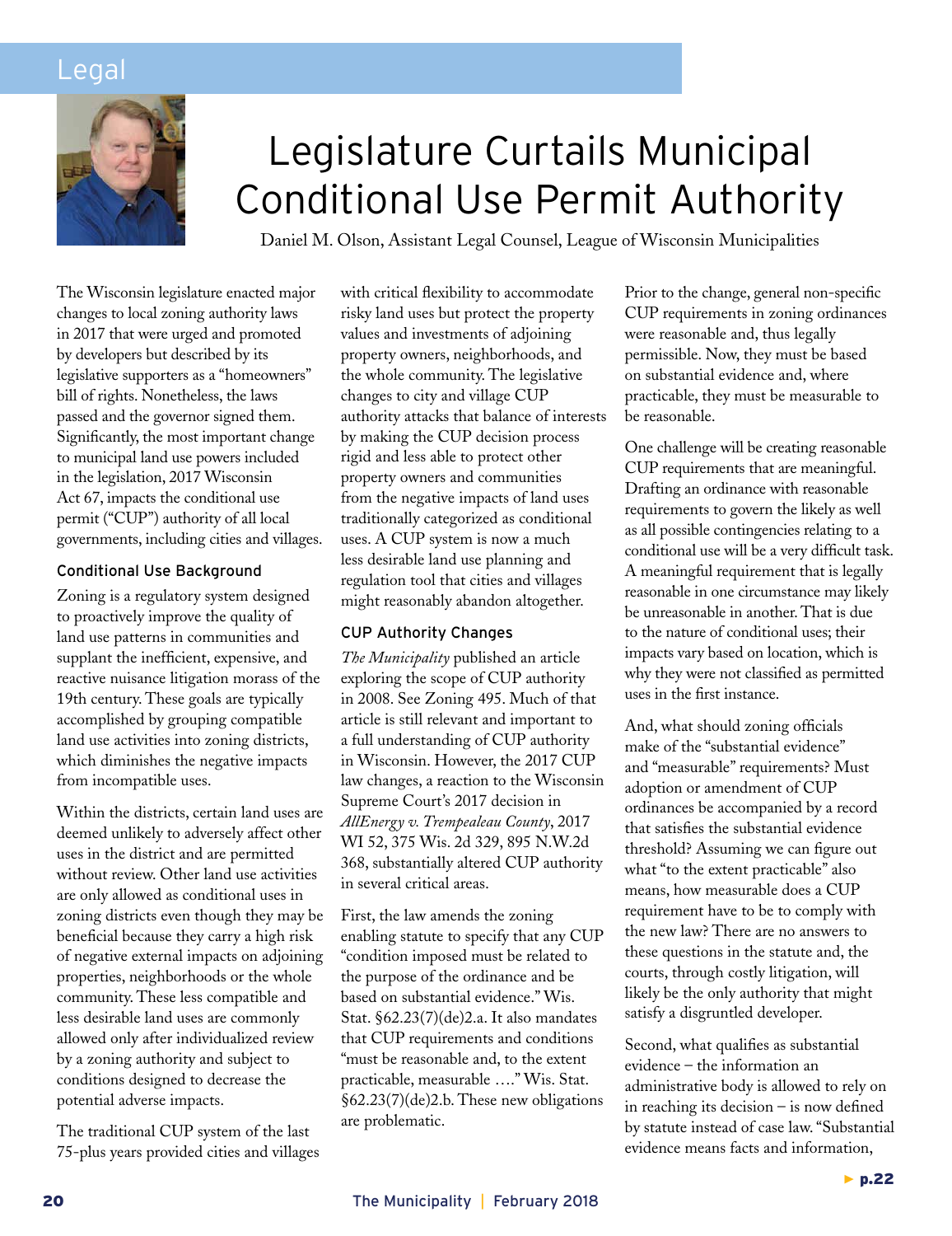Legal

# Legislature Curtails Municipal Conditional Use Permit Authority

Daniel M. Olson, Assistant Legal Counsel, League of Wisconsin Municipalities

The Wisconsin legislature enacted major changes to local zoning authority laws in 2017 that were urged and promoted by developers but described by its legislative supporters as a "homeowners" bill of rights. Nonetheless, the laws passed and the governor signed them. Significantly, the most important change to municipal land use powers included in the legislation, 2017 Wisconsin Act 67, impacts the conditional use permit ("CUP") authority of all local governments, including cities and villages.

### Conditional Use Background

Zoning is a regulatory system designed to proactively improve the quality of land use patterns in communities and supplant the inefficient, expensive, and reactive nuisance litigation morass of the 19th century. These goals are typically accomplished by grouping compatible land use activities into zoning districts, which diminishes the negative impacts from incompatible uses.

Within the districts, certain land uses are deemed unlikely to adversely affect other uses in the district and are permitted without review. Other land use activities are only allowed as conditional uses in zoning districts even though they may be beneficial because they carry a high risk of negative external impacts on adjoining properties, neighborhoods or the whole community. These less compatible and less desirable land uses are commonly allowed only after individualized review by a zoning authority and subject to conditions designed to decrease the potential adverse impacts.

The traditional CUP system of the last 75-plus years provided cities and villages with critical flexibility to accommodate risky land uses but protect the property values and investments of adjoining property owners, neighborhoods, and the whole community. The legislative changes to city and village CUP authority attacks that balance of interests by making the CUP decision process rigid and less able to protect other property owners and communities from the negative impacts of land uses traditionally categorized as conditional uses. A CUP system is now a much less desirable land use planning and regulation tool that cities and villages might reasonably abandon altogether.

### CUP Authority Changes

*The Municipality* published an article exploring the scope of CUP authority in 2008. See Zoning 495. Much of that article is still relevant and important to a full understanding of CUP authority in Wisconsin. However, the 2017 CUP law changes, a reaction to the Wisconsin Supreme Court's 2017 decision in *AllEnergy v. Trempealeau County*, 2017 WI 52, 375 Wis. 2d 329, 895 N.W.2d 368, substantially altered CUP authority in several critical areas.

First, the law amends the zoning enabling statute to specify that any CUP "condition imposed must be related to the purpose of the ordinance and be based on substantial evidence." Wis. Stat. §62.23(7)(de)2.a. It also mandates that CUP requirements and conditions "must be reasonable and, to the extent practicable, measurable …." Wis. Stat. §62.23(7)(de)2.b. These new obligations are problematic.

Prior to the change, general non-specific CUP requirements in zoning ordinances were reasonable and, thus legally permissible. Now, they must be based on substantial evidence and, where practicable, they must be measurable to be reasonable.

One challenge will be creating reasonable CUP requirements that are meaningful. Drafting an ordinance with reasonable requirements to govern the likely as well as all possible contingencies relating to a conditional use will be a very difficult task. A meaningful requirement that is legally reasonable in one circumstance may likely be unreasonable in another. That is due to the nature of conditional uses; their impacts vary based on location, which is why they were not classified as permitted uses in the first instance.

And, what should zoning officials make of the "substantial evidence" and "measurable" requirements? Must adoption or amendment of CUP ordinances be accompanied by a record that satisfies the substantial evidence threshold? Assuming we can figure out what "to the extent practicable" also means, how measurable does a CUP requirement have to be to comply with the new law? There are no answers to these questions in the statute and, the courts, through costly litigation, will likely be the only authority that might satisfy a disgruntled developer.

Second, what qualifies as substantial evidence – the information an administrative body is allowed to rely on in reaching its decision – is now defined by statute instead of case law. "Substantial evidence means facts and information,

► p.22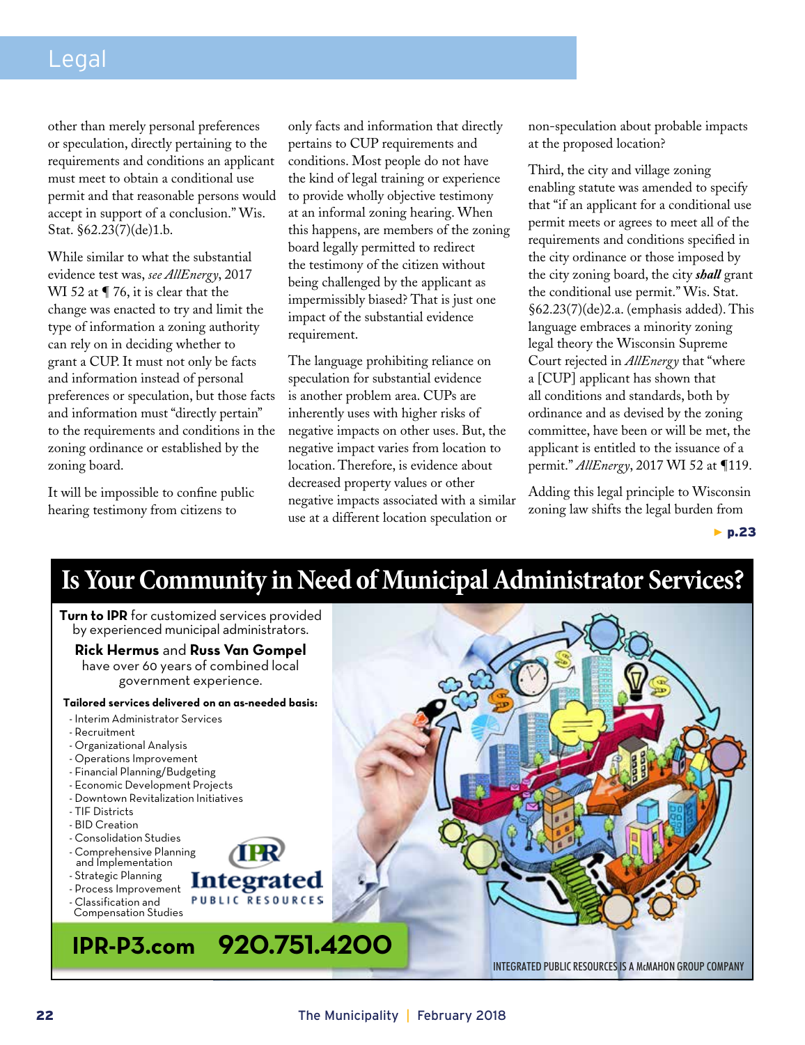other than merely personal preferences or speculation, directly pertaining to the requirements and conditions an applicant must meet to obtain a conditional use permit and that reasonable persons would accept in support of a conclusion." Wis. Stat. §62.23(7)(de)1.b.

While similar to what the substantial evidence test was, *see AllEnergy*, 2017 WI 52 at ¶ 76, it is clear that the change was enacted to try and limit the type of information a zoning authority can rely on in deciding whether to grant a CUP. It must not only be facts and information instead of personal preferences or speculation, but those facts and information must "directly pertain" to the requirements and conditions in the zoning ordinance or established by the zoning board.

It will be impossible to confine public hearing testimony from citizens to only facts and information that directly pertains to CUP requirements and conditions. Most people do not have the kind of legal training or experience to provide wholly objective testimony at an informal zoning hearing. When this happens, are members of the zoning board legally permitted to redirect the testimony of the citizen without being challenged by the applicant as impermissibly biased? That is just one impact of the substantial evidence requirement.

The language prohibiting reliance on speculation for substantial evidence is another problem area. CUPs are inherently uses with higher risks of negative impacts on other uses. But, the negative impact varies from location to location. Therefore, is evidence about decreased property values or other negative impacts associated with a similar use at a different location speculation or non-speculation about probable impacts at the proposed location?

Third, the city and village zoning enabling statute was amended to specify that "if an applicant for a conditional use permit meets or agrees to meet all of the requirements and conditions specified in the city ordinance or those imposed by the city zoning board, the city ***shall*** grant the conditional use permit." Wis. Stat. §62.23(7)(de)2.a. (emphasis added). This language embraces a minority zoning legal theory the Wisconsin Supreme Court rejected in *AllEnergy* that "where a [CUP] applicant has shown that all conditions and standards, both by ordinance and as devised by the zoning committee, have been or will be met, the applicant is entitled to the issuance of a permit." *AllEnergy*, 2017 WI 52 at ¶119.

Adding this legal principle to Wisconsin zoning law shifts the legal burden from

► p.23

# Is Your Community in Need of Municipal Administrator Services?

**Turn to IPR** for customized services provided by experienced municipal administrators.

**Rick Hermus** and **Russ Van Gompel** have over 60 years of combined local government experience.

**Tailored services delivered on an as-needed basis:**

- Interim Administrator Services
- Recruitment
- Organizational Analysis
- Operations Improvement
- Financial Planning/Budgeting
- Economic Development Projects
- Downtown Revitalization Initiatives
- TIF Districts
- BID Creation
- Consolidation Studies
- Comprehensive Planning and Implementation
- Strategic Planning
- Process Improvement
- Classification and Compensation Studies

IPR Integrated PUBLIC RESOURCES

**IPR-P3.com 920.751.4200**

INTEGRATED PUBLIC RESOURCES IS A McMAHON GROUP COMPANY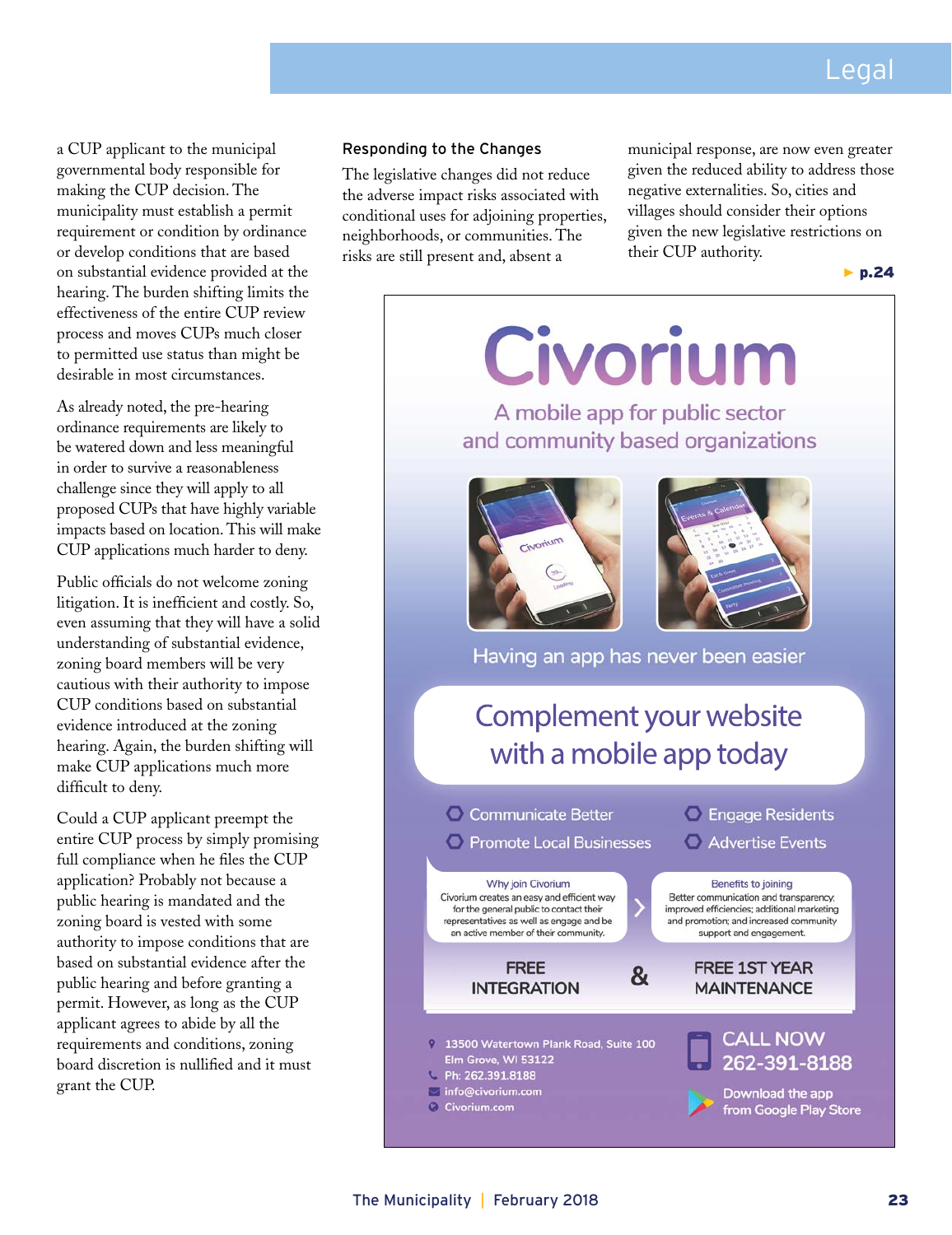a CUP applicant to the municipal governmental body responsible for making the CUP decision. The municipality must establish a permit requirement or condition by ordinance or develop conditions that are based on substantial evidence provided at the hearing. The burden shifting limits the effectiveness of the entire CUP review process and moves CUPs much closer to permitted use status than might be desirable in most circumstances.

As already noted, the pre-hearing ordinance requirements are likely to be watered down and less meaningful in order to survive a reasonableness challenge since they will apply to all proposed CUPs that have highly variable impacts based on location. This will make CUP applications much harder to deny.

Public officials do not welcome zoning litigation. It is inefficient and costly. So, even assuming that they will have a solid understanding of substantial evidence, zoning board members will be very cautious with their authority to impose CUP conditions based on substantial evidence introduced at the zoning hearing. Again, the burden shifting will make CUP applications much more difficult to deny.

Could a CUP applicant preempt the entire CUP process by simply promising full compliance when he files the CUP application? Probably not because a public hearing is mandated and the zoning board is vested with some authority to impose conditions that are based on substantial evidence after the public hearing and before granting a permit. However, as long as the CUP applicant agrees to abide by all the requirements and conditions, zoning board discretion is nullified and it must grant the CUP.

### Responding to the Changes

The legislative changes did not reduce the adverse impact risks associated with conditional uses for adjoining properties, neighborhoods, or communities. The risks are still present and, absent a municipal response, are now even greater given the reduced ability to address those negative externalities. So, cities and villages should consider their options given the new legislative restrictions on their CUP authority.

► p.24

# Civorium

A mobile app for public sector and community based organizations

Having an app has never been easier

**Complement your website with a mobile app today**

- Communicate Better
- Engage Residents
- Promote Local Businesses
- Advertise Events

**Why join Civorium**
Civorium creates an easy and efficient way for the general public to contact their representatives as well as engage and be an active member of their community.

**Benefits to joining**
Better communication and transparency; improved efficiencies; additional marketing and promotion; and increased community support and engagement.

**FREE INTEGRATION & FREE 1ST YEAR MAINTENANCE**

13500 Watertown Plank Road, Suite 100
Elm Grove, WI 53122
Ph: 262.391.8188
info@civorium.com
Civorium.com

**CALL NOW 262-391-8188**

Download the app from Google Play Store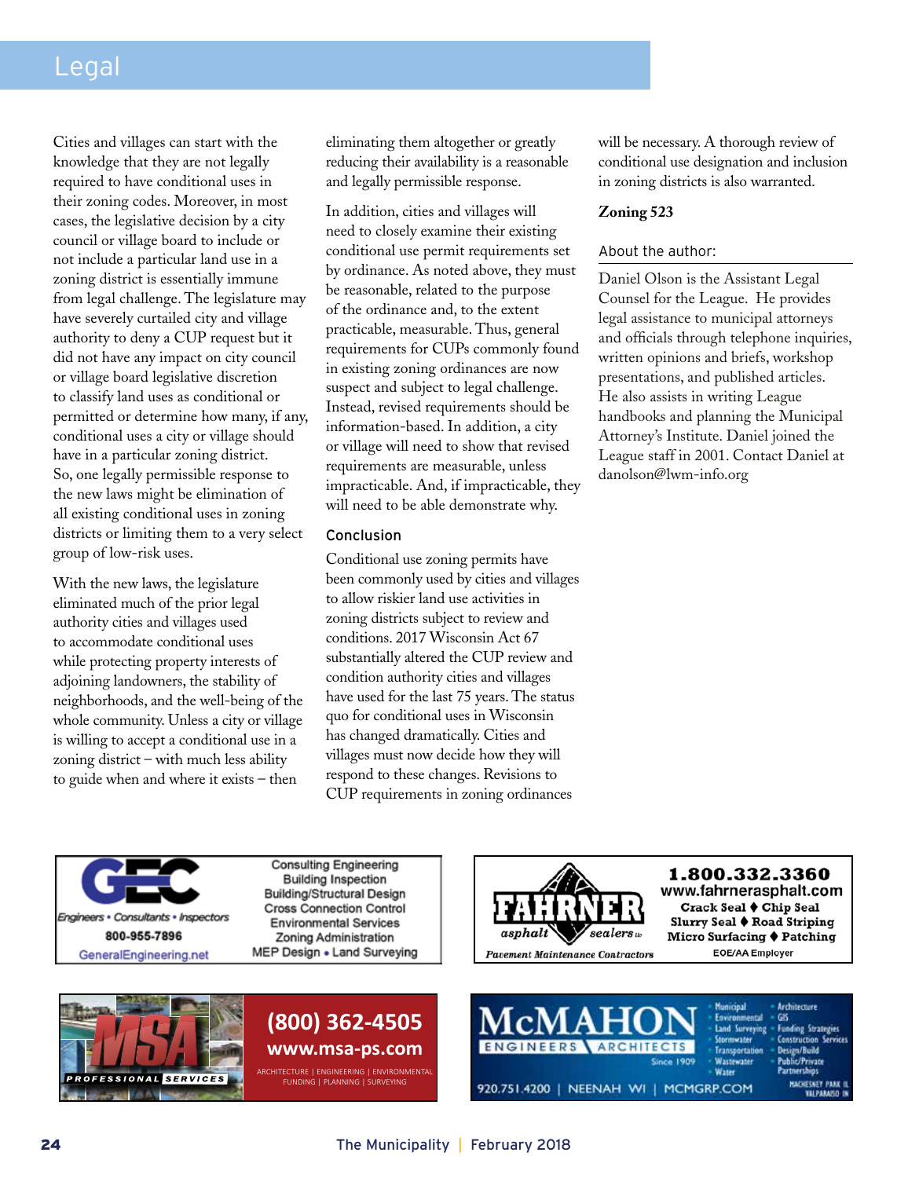# Legal

Cities and villages can start with the knowledge that they are not legally required to have conditional uses in their zoning codes. Moreover, in most cases, the legislative decision by a city council or village board to include or not include a particular land use in a zoning district is essentially immune from legal challenge. The legislature may have severely curtailed city and village authority to deny a CUP request but it did not have any impact on city council or village board legislative discretion to classify land uses as conditional or permitted or determine how many, if any, conditional uses a city or village should have in a particular zoning district. So, one legally permissible response to the new laws might be elimination of all existing conditional uses in zoning districts or limiting them to a very select group of low-risk uses.

With the new laws, the legislature eliminated much of the prior legal authority cities and villages used to accommodate conditional uses while protecting property interests of adjoining landowners, the stability of neighborhoods, and the well-being of the whole community. Unless a city or village is willing to accept a conditional use in a zoning district – with much less ability to guide when and where it exists – then eliminating them altogether or greatly reducing their availability is a reasonable and legally permissible response.

In addition, cities and villages will need to closely examine their existing conditional use permit requirements set by ordinance. As noted above, they must be reasonable, related to the purpose of the ordinance and, to the extent practicable, measurable. Thus, general requirements for CUPs commonly found in existing zoning ordinances are now suspect and subject to legal challenge. Instead, revised requirements should be information-based. In addition, a city or village will need to show that revised requirements are measurable, unless impracticable. And, if impracticable, they will need to be able demonstrate why.

## Conclusion

Conditional use zoning permits have been commonly used by cities and villages to allow riskier land use activities in zoning districts subject to review and conditions. 2017 Wisconsin Act 67 substantially altered the CUP review and condition authority cities and villages have used for the last 75 years. The status quo for conditional uses in Wisconsin has changed dramatically. Cities and villages must now decide how they will respond to these changes. Revisions to CUP requirements in zoning ordinances will be necessary. A thorough review of conditional use designation and inclusion in zoning districts is also warranted.

***Zoning 523***

## About the author:

Daniel Olson is the Assistant Legal Counsel for the League. He provides legal assistance to municipal attorneys and officials through telephone inquiries, written opinions and briefs, workshop presentations, and published articles. He also assists in writing League handbooks and planning the Municipal Attorney's Institute. Daniel joined the League staff in 2001. Contact Daniel at danolson@lwm-info.org

GEC
Engineers • Consultants • Inspectors
800-955-7896
GeneralEngineering.net
Consulting Engineering
Building Inspection
Building/Structural Design
Cross Connection Control
Environmental Services
Zoning Administration
MEP Design • Land Surveying

FAHRNER asphalt sealers LLC
Pavement Maintenance Contractors
1.800.332.3360
www.fahrnerasphalt.com
Crack Seal ♦ Chip Seal
Slurry Seal ♦ Road Striping
Micro Surfacing ♦ Patching
EOE/AA Employer

MSA PROFESSIONAL SERVICES
(800) 362-4505
www.msa-ps.com
ARCHITECTURE | ENGINEERING | ENVIRONMENTAL
FUNDING | PLANNING | SURVEYING

McMAHON ENGINEERS ARCHITECTS
Since 1909
Municipal • Environmental • Land Surveying • Stormwater • Transportation • Wastewater • Water
Architecture • GIS • Funding Strategies • Construction Services • Design/Build • Public/Private Partnerships
920.751.4200 | NEENAH WI | MCMGRP.COM
MACHESNEY PARK IL
VALPARAISO IN